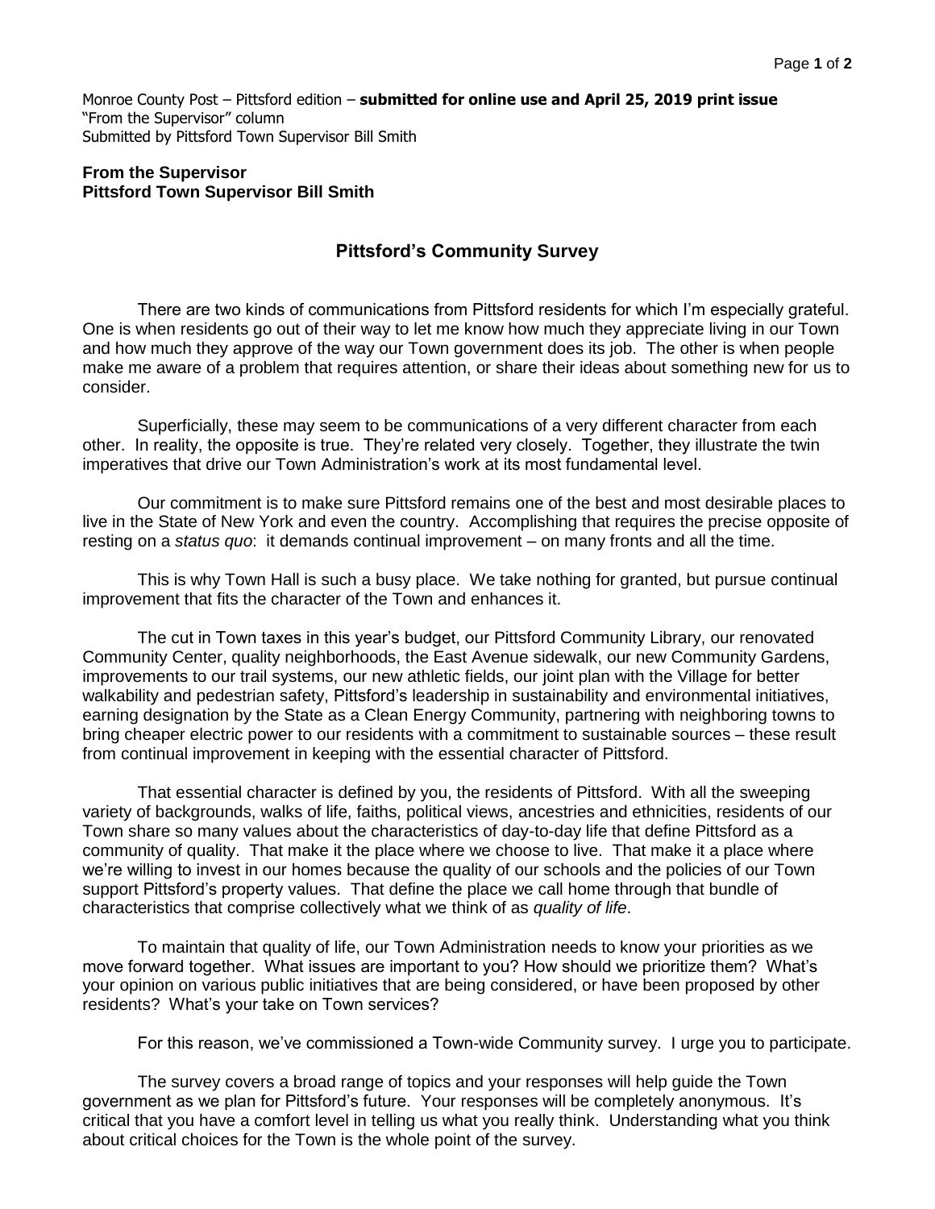Monroe County Post – Pittsford edition – **submitted for online use and April 25, 2019 print issue**
"From the Supervisor" column
Submitted by Pittsford Town Supervisor Bill Smith

**From the Supervisor**
**Pittsford Town Supervisor Bill Smith**

## Pittsford's Community Survey

There are two kinds of communications from Pittsford residents for which I'm especially grateful. One is when residents go out of their way to let me know how much they appreciate living in our Town and how much they approve of the way our Town government does its job. The other is when people make me aware of a problem that requires attention, or share their ideas about something new for us to consider.

Superficially, these may seem to be communications of a very different character from each other. In reality, the opposite is true. They're related very closely. Together, they illustrate the twin imperatives that drive our Town Administration's work at its most fundamental level.

Our commitment is to make sure Pittsford remains one of the best and most desirable places to live in the State of New York and even the country. Accomplishing that requires the precise opposite of resting on a *status quo*: it demands continual improvement – on many fronts and all the time.

This is why Town Hall is such a busy place. We take nothing for granted, but pursue continual improvement that fits the character of the Town and enhances it.

The cut in Town taxes in this year's budget, our Pittsford Community Library, our renovated Community Center, quality neighborhoods, the East Avenue sidewalk, our new Community Gardens, improvements to our trail systems, our new athletic fields, our joint plan with the Village for better walkability and pedestrian safety, Pittsford's leadership in sustainability and environmental initiatives, earning designation by the State as a Clean Energy Community, partnering with neighboring towns to bring cheaper electric power to our residents with a commitment to sustainable sources – these result from continual improvement in keeping with the essential character of Pittsford.

That essential character is defined by you, the residents of Pittsford. With all the sweeping variety of backgrounds, walks of life, faiths, political views, ancestries and ethnicities, residents of our Town share so many values about the characteristics of day-to-day life that define Pittsford as a community of quality. That make it the place where we choose to live. That make it a place where we're willing to invest in our homes because the quality of our schools and the policies of our Town support Pittsford's property values. That define the place we call home through that bundle of characteristics that comprise collectively what we think of as *quality of life*.

To maintain that quality of life, our Town Administration needs to know your priorities as we move forward together. What issues are important to you? How should we prioritize them? What's your opinion on various public initiatives that are being considered, or have been proposed by other residents? What's your take on Town services?

For this reason, we've commissioned a Town-wide Community survey. I urge you to participate.

The survey covers a broad range of topics and your responses will help guide the Town government as we plan for Pittsford's future. Your responses will be completely anonymous. It's critical that you have a comfort level in telling us what you really think. Understanding what you think about critical choices for the Town is the whole point of the survey.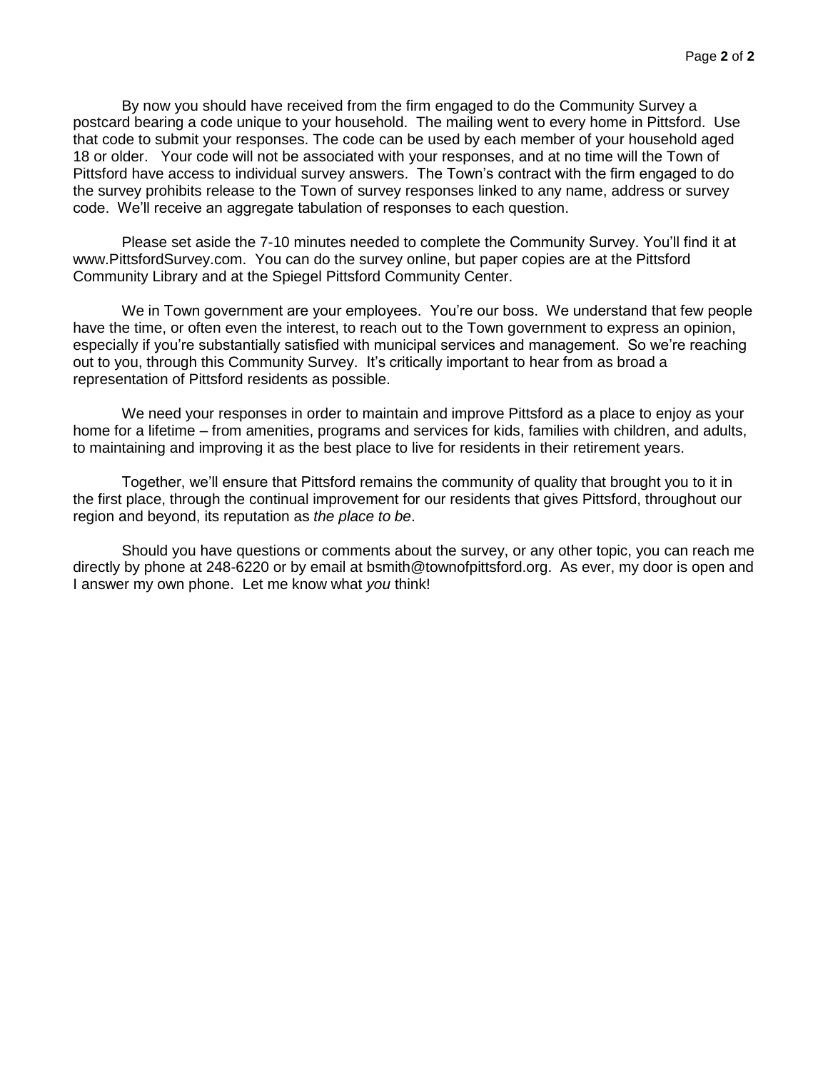By now you should have received from the firm engaged to do the Community Survey a postcard bearing a code unique to your household. The mailing went to every home in Pittsford. Use that code to submit your responses. The code can be used by each member of your household aged 18 or older. Your code will not be associated with your responses, and at no time will the Town of Pittsford have access to individual survey answers. The Town's contract with the firm engaged to do the survey prohibits release to the Town of survey responses linked to any name, address or survey code. We'll receive an aggregate tabulation of responses to each question.

Please set aside the 7-10 minutes needed to complete the Community Survey. You'll find it at www.PittsfordSurvey.com. You can do the survey online, but paper copies are at the Pittsford Community Library and at the Spiegel Pittsford Community Center.

We in Town government are your employees. You're our boss. We understand that few people have the time, or often even the interest, to reach out to the Town government to express an opinion, especially if you're substantially satisfied with municipal services and management. So we're reaching out to you, through this Community Survey. It's critically important to hear from as broad a representation of Pittsford residents as possible.

We need your responses in order to maintain and improve Pittsford as a place to enjoy as your home for a lifetime – from amenities, programs and services for kids, families with children, and adults, to maintaining and improving it as the best place to live for residents in their retirement years.

Together, we'll ensure that Pittsford remains the community of quality that brought you to it in the first place, through the continual improvement for our residents that gives Pittsford, throughout our region and beyond, its reputation as *the place to be*.

Should you have questions or comments about the survey, or any other topic, you can reach me directly by phone at 248-6220 or by email at bsmith@townofpittsford.org. As ever, my door is open and I answer my own phone. Let me know what *you* think!